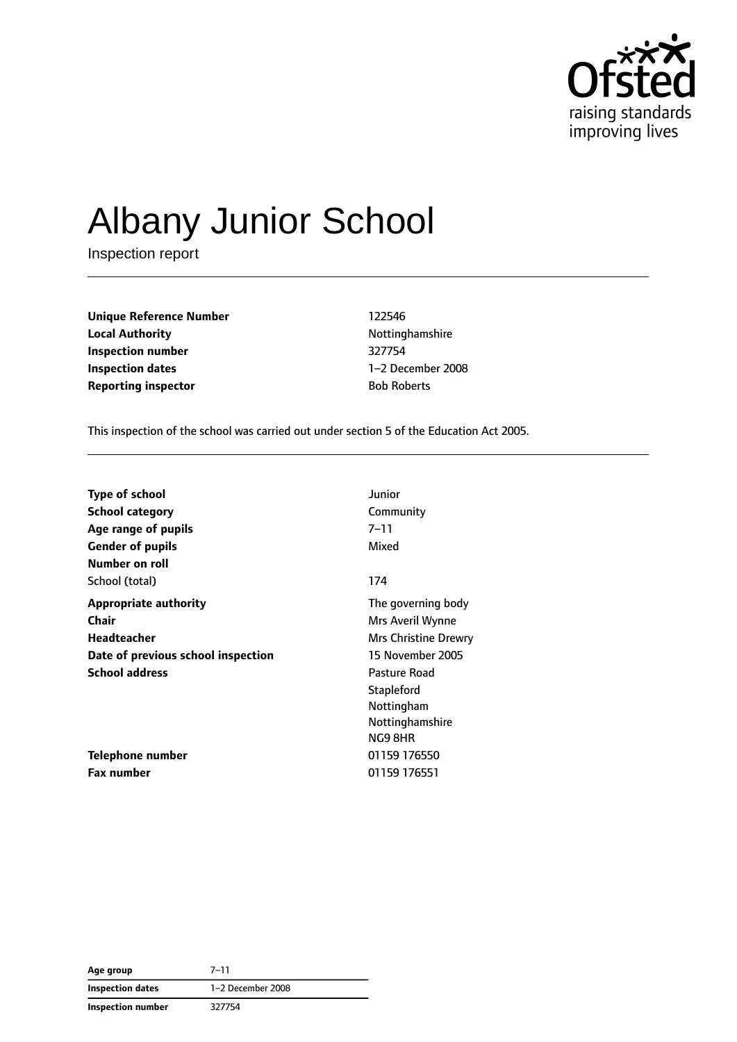# Albany Junior School

Inspection report

| | |
|---|---|
| **Unique Reference Number** | 122546 |
| **Local Authority** | Nottinghamshire |
| **Inspection number** | 327754 |
| **Inspection dates** | 1–2 December 2008 |
| **Reporting inspector** | Bob Roberts |

This inspection of the school was carried out under section 5 of the Education Act 2005.

| | |
|---|---|
| **Type of school** | Junior |
| **School category** | Community |
| **Age range of pupils** | 7–11 |
| **Gender of pupils** | Mixed |
| **Number on roll** | |
| School (total) | 174 |
| **Appropriate authority** | The governing body |
| **Chair** | Mrs Averil Wynne |
| **Headteacher** | Mrs Christine Drewry |
| **Date of previous school inspection** | 15 November 2005 |
| **School address** | Pasture Road<br>Stapleford<br>Nottingham<br>Nottinghamshire<br>NG9 8HR |
| **Telephone number** | 01159 176550 |
| **Fax number** | 01159 176551 |

| | |
|---|---|
| **Age group** | 7–11 |
| **Inspection dates** | 1–2 December 2008 |
| **Inspection number** | 327754 |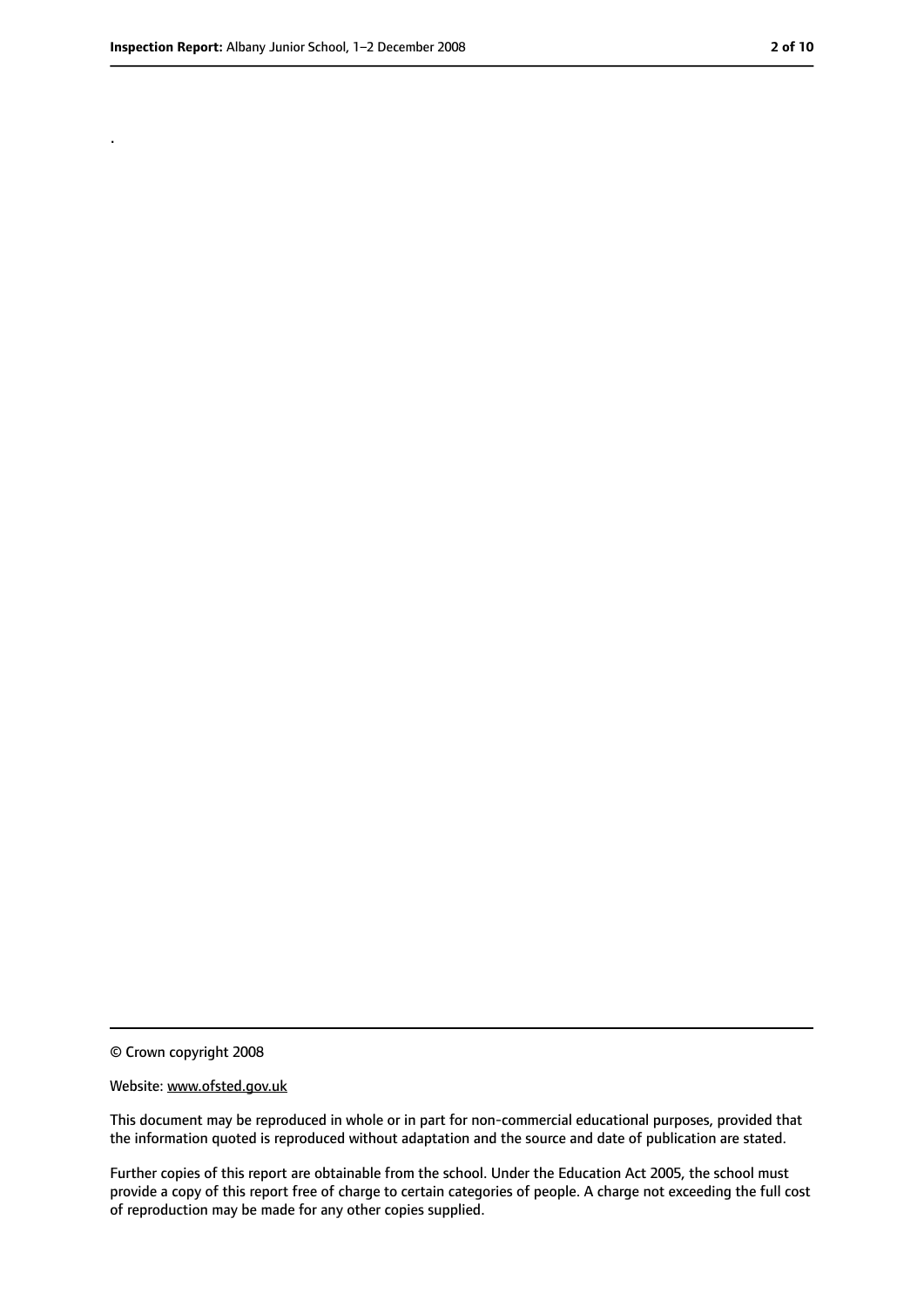.

© Crown copyright 2008

Website: www.ofsted.gov.uk

This document may be reproduced in whole or in part for non-commercial educational purposes, provided that the information quoted is reproduced without adaptation and the source and date of publication are stated.

Further copies of this report are obtainable from the school. Under the Education Act 2005, the school must provide a copy of this report free of charge to certain categories of people. A charge not exceeding the full cost of reproduction may be made for any other copies supplied.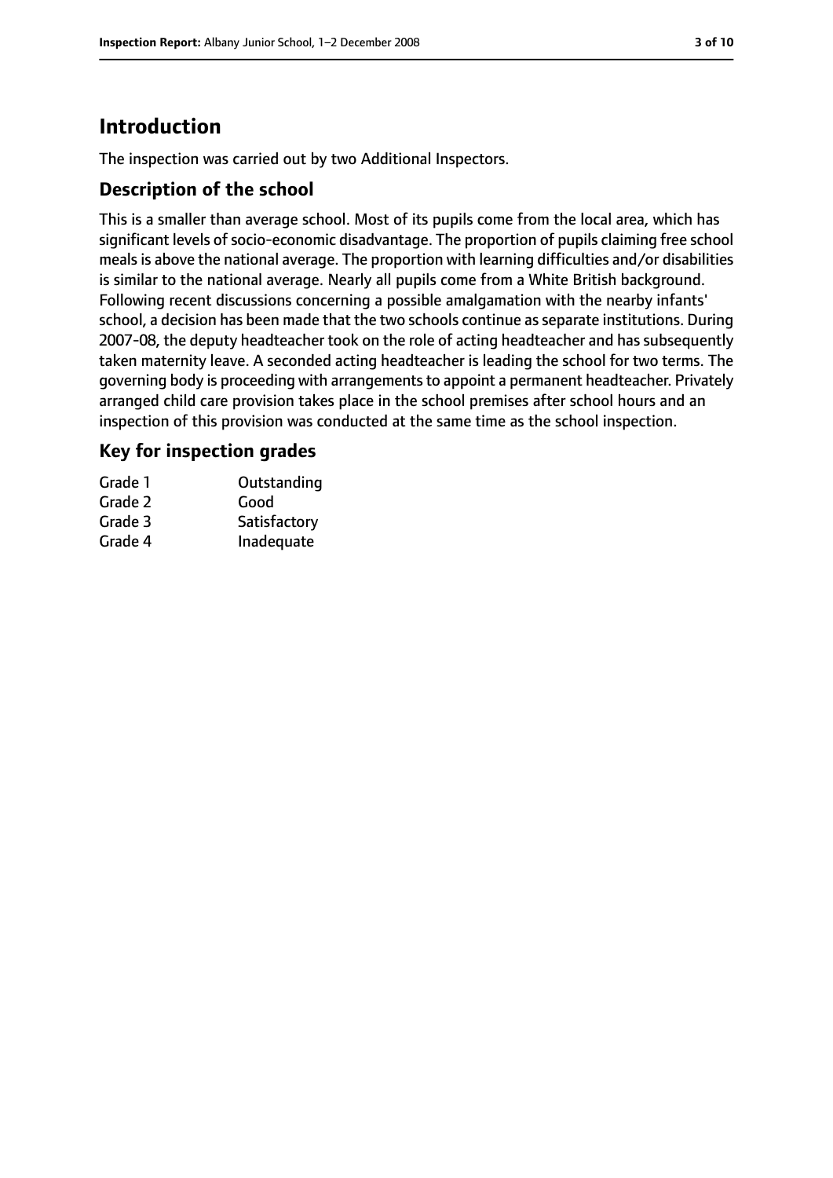# Introduction

The inspection was carried out by two Additional Inspectors.

## Description of the school

This is a smaller than average school. Most of its pupils come from the local area, which has significant levels of socio-economic disadvantage. The proportion of pupils claiming free school meals is above the national average. The proportion with learning difficulties and/or disabilities is similar to the national average. Nearly all pupils come from a White British background. Following recent discussions concerning a possible amalgamation with the nearby infants' school, a decision has been made that the two schools continue as separate institutions. During 2007-08, the deputy headteacher took on the role of acting headteacher and has subsequently taken maternity leave. A seconded acting headteacher is leading the school for two terms. The governing body is proceeding with arrangements to appoint a permanent headteacher. Privately arranged child care provision takes place in the school premises after school hours and an inspection of this provision was conducted at the same time as the school inspection.

## Key for inspection grades

| | |
|---|---|
| Grade 1 | Outstanding |
| Grade 2 | Good |
| Grade 3 | Satisfactory |
| Grade 4 | Inadequate |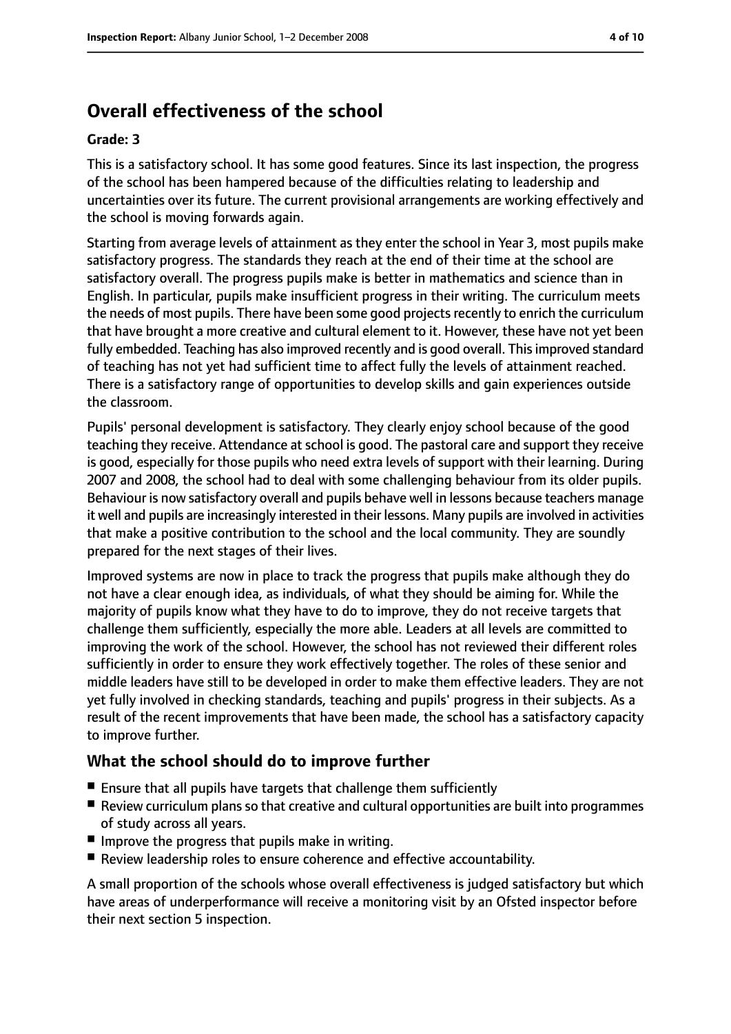# Overall effectiveness of the school

**Grade: 3**

This is a satisfactory school. It has some good features. Since its last inspection, the progress of the school has been hampered because of the difficulties relating to leadership and uncertainties over its future. The current provisional arrangements are working effectively and the school is moving forwards again.

Starting from average levels of attainment as they enter the school in Year 3, most pupils make satisfactory progress. The standards they reach at the end of their time at the school are satisfactory overall. The progress pupils make is better in mathematics and science than in English. In particular, pupils make insufficient progress in their writing. The curriculum meets the needs of most pupils. There have been some good projects recently to enrich the curriculum that have brought a more creative and cultural element to it. However, these have not yet been fully embedded. Teaching has also improved recently and is good overall. This improved standard of teaching has not yet had sufficient time to affect fully the levels of attainment reached. There is a satisfactory range of opportunities to develop skills and gain experiences outside the classroom.

Pupils' personal development is satisfactory. They clearly enjoy school because of the good teaching they receive. Attendance at school is good. The pastoral care and support they receive is good, especially for those pupils who need extra levels of support with their learning. During 2007 and 2008, the school had to deal with some challenging behaviour from its older pupils. Behaviour is now satisfactory overall and pupils behave well in lessons because teachers manage it well and pupils are increasingly interested in their lessons. Many pupils are involved in activities that make a positive contribution to the school and the local community. They are soundly prepared for the next stages of their lives.

Improved systems are now in place to track the progress that pupils make although they do not have a clear enough idea, as individuals, of what they should be aiming for. While the majority of pupils know what they have to do to improve, they do not receive targets that challenge them sufficiently, especially the more able. Leaders at all levels are committed to improving the work of the school. However, the school has not reviewed their different roles sufficiently in order to ensure they work effectively together. The roles of these senior and middle leaders have still to be developed in order to make them effective leaders. They are not yet fully involved in checking standards, teaching and pupils' progress in their subjects. As a result of the recent improvements that have been made, the school has a satisfactory capacity to improve further.

## What the school should do to improve further

- Ensure that all pupils have targets that challenge them sufficiently
- Review curriculum plans so that creative and cultural opportunities are built into programmes of study across all years.
- Improve the progress that pupils make in writing.
- Review leadership roles to ensure coherence and effective accountability.

A small proportion of the schools whose overall effectiveness is judged satisfactory but which have areas of underperformance will receive a monitoring visit by an Ofsted inspector before their next section 5 inspection.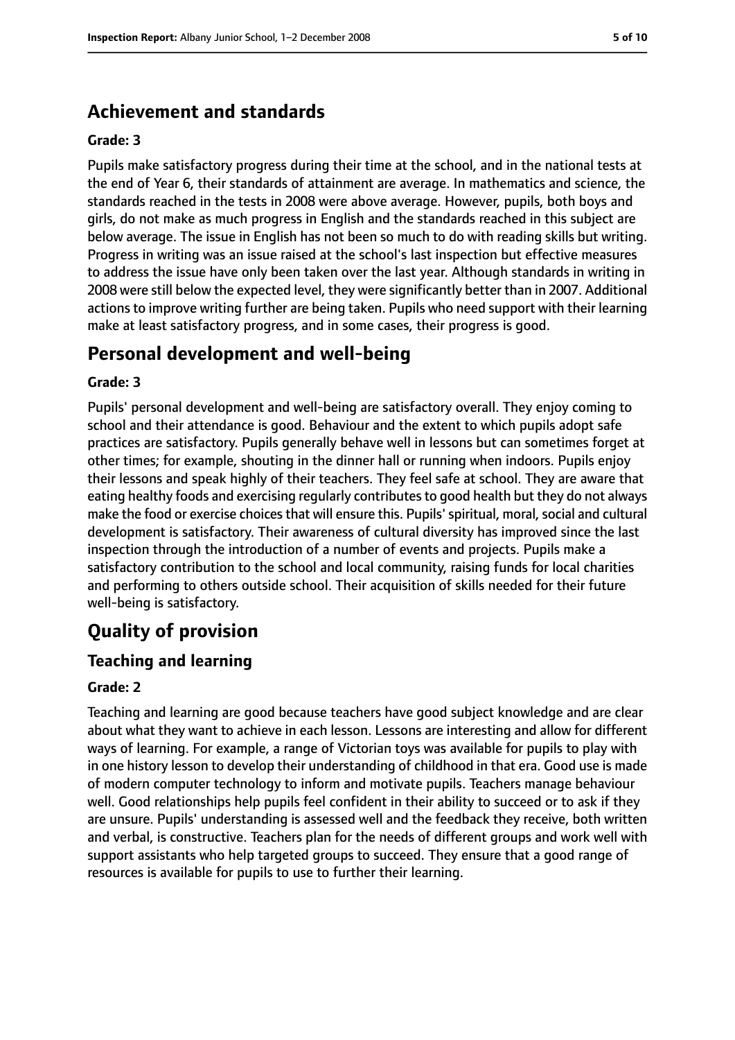## Achievement and standards

**Grade: 3**

Pupils make satisfactory progress during their time at the school, and in the national tests at the end of Year 6, their standards of attainment are average. In mathematics and science, the standards reached in the tests in 2008 were above average. However, pupils, both boys and girls, do not make as much progress in English and the standards reached in this subject are below average. The issue in English has not been so much to do with reading skills but writing. Progress in writing was an issue raised at the school's last inspection but effective measures to address the issue have only been taken over the last year. Although standards in writing in 2008 were still below the expected level, they were significantly better than in 2007. Additional actions to improve writing further are being taken. Pupils who need support with their learning make at least satisfactory progress, and in some cases, their progress is good.

## Personal development and well-being

**Grade: 3**

Pupils' personal development and well-being are satisfactory overall. They enjoy coming to school and their attendance is good. Behaviour and the extent to which pupils adopt safe practices are satisfactory. Pupils generally behave well in lessons but can sometimes forget at other times; for example, shouting in the dinner hall or running when indoors. Pupils enjoy their lessons and speak highly of their teachers. They feel safe at school. They are aware that eating healthy foods and exercising regularly contributes to good health but they do not always make the food or exercise choices that will ensure this. Pupils' spiritual, moral, social and cultural development is satisfactory. Their awareness of cultural diversity has improved since the last inspection through the introduction of a number of events and projects. Pupils make a satisfactory contribution to the school and local community, raising funds for local charities and performing to others outside school. Their acquisition of skills needed for their future well-being is satisfactory.

## Quality of provision

### Teaching and learning

**Grade: 2**

Teaching and learning are good because teachers have good subject knowledge and are clear about what they want to achieve in each lesson. Lessons are interesting and allow for different ways of learning. For example, a range of Victorian toys was available for pupils to play with in one history lesson to develop their understanding of childhood in that era. Good use is made of modern computer technology to inform and motivate pupils. Teachers manage behaviour well. Good relationships help pupils feel confident in their ability to succeed or to ask if they are unsure. Pupils' understanding is assessed well and the feedback they receive, both written and verbal, is constructive. Teachers plan for the needs of different groups and work well with support assistants who help targeted groups to succeed. They ensure that a good range of resources is available for pupils to use to further their learning.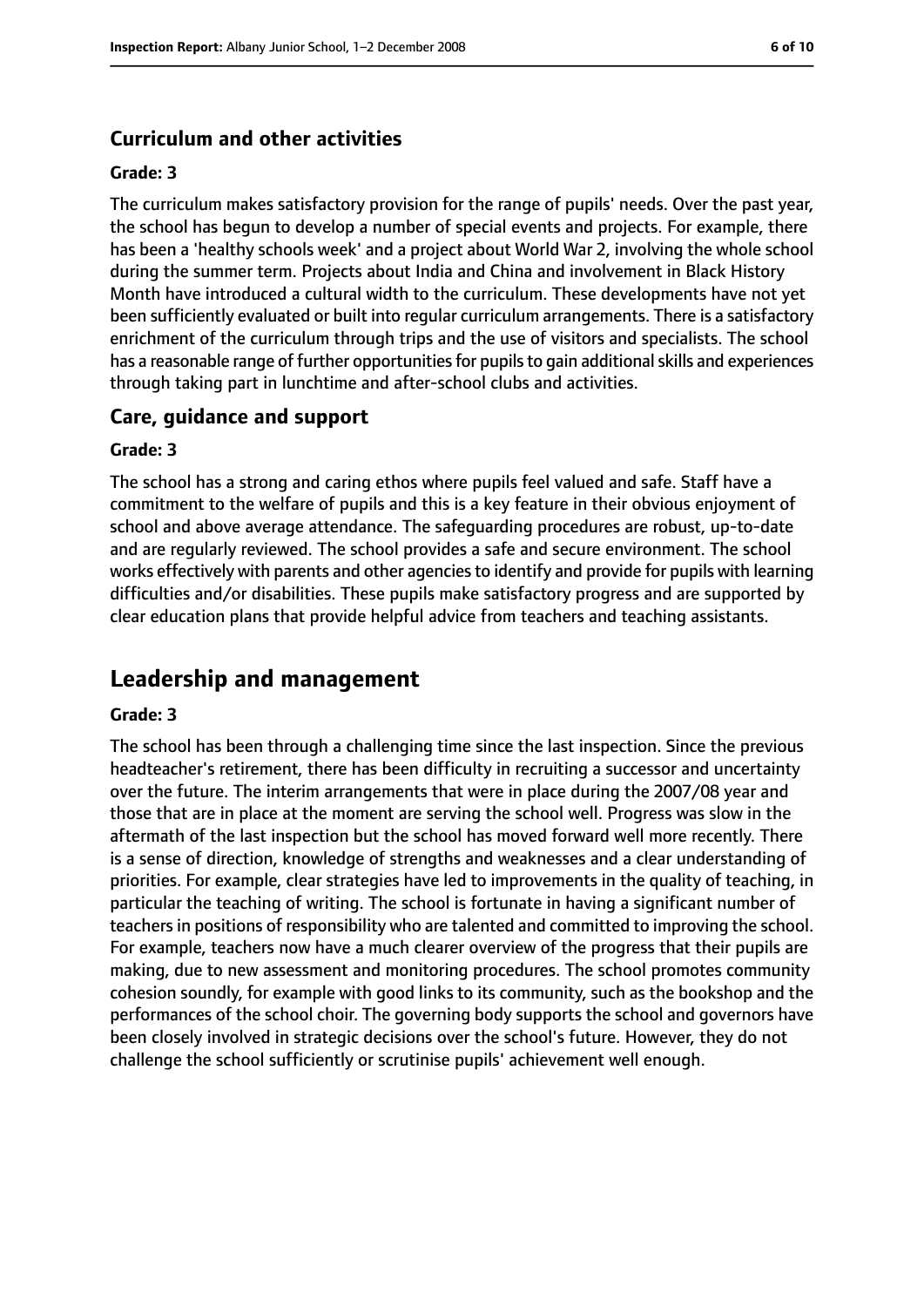### Curriculum and other activities

#### Grade: 3

The curriculum makes satisfactory provision for the range of pupils' needs. Over the past year, the school has begun to develop a number of special events and projects. For example, there has been a 'healthy schools week' and a project about World War 2, involving the whole school during the summer term. Projects about India and China and involvement in Black History Month have introduced a cultural width to the curriculum. These developments have not yet been sufficiently evaluated or built into regular curriculum arrangements. There is a satisfactory enrichment of the curriculum through trips and the use of visitors and specialists. The school has a reasonable range of further opportunities for pupils to gain additional skills and experiences through taking part in lunchtime and after-school clubs and activities.

### Care, guidance and support

#### Grade: 3

The school has a strong and caring ethos where pupils feel valued and safe. Staff have a commitment to the welfare of pupils and this is a key feature in their obvious enjoyment of school and above average attendance. The safeguarding procedures are robust, up-to-date and are regularly reviewed. The school provides a safe and secure environment. The school works effectively with parents and other agencies to identify and provide for pupils with learning difficulties and/or disabilities. These pupils make satisfactory progress and are supported by clear education plans that provide helpful advice from teachers and teaching assistants.

## Leadership and management

#### Grade: 3

The school has been through a challenging time since the last inspection. Since the previous headteacher's retirement, there has been difficulty in recruiting a successor and uncertainty over the future. The interim arrangements that were in place during the 2007/08 year and those that are in place at the moment are serving the school well. Progress was slow in the aftermath of the last inspection but the school has moved forward well more recently. There is a sense of direction, knowledge of strengths and weaknesses and a clear understanding of priorities. For example, clear strategies have led to improvements in the quality of teaching, in particular the teaching of writing. The school is fortunate in having a significant number of teachers in positions of responsibility who are talented and committed to improving the school. For example, teachers now have a much clearer overview of the progress that their pupils are making, due to new assessment and monitoring procedures. The school promotes community cohesion soundly, for example with good links to its community, such as the bookshop and the performances of the school choir. The governing body supports the school and governors have been closely involved in strategic decisions over the school's future. However, they do not challenge the school sufficiently or scrutinise pupils' achievement well enough.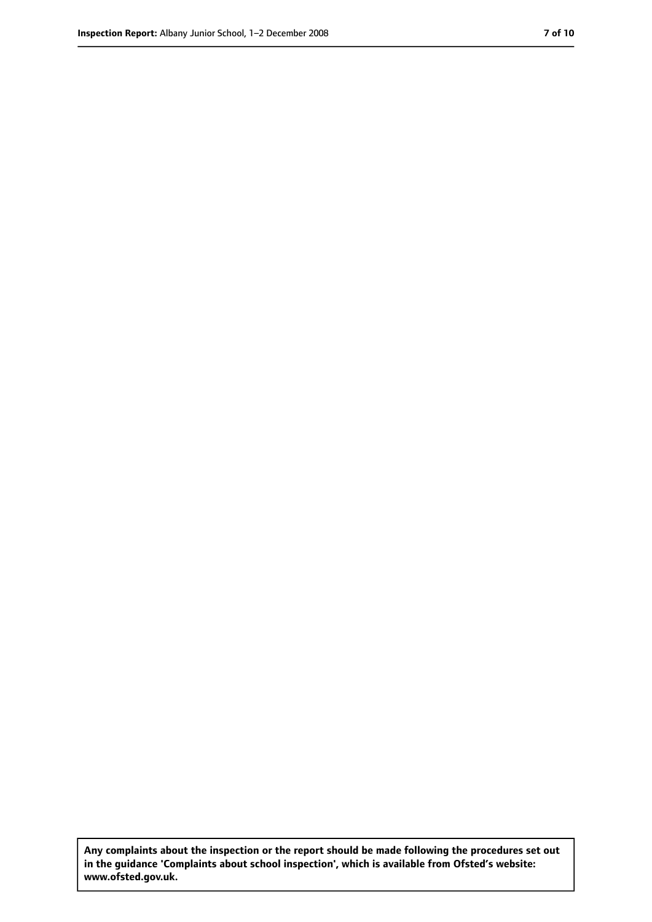**Any complaints about the inspection or the report should be made following the procedures set out in the guidance 'Complaints about school inspection', which is available from Ofsted's website: www.ofsted.gov.uk.**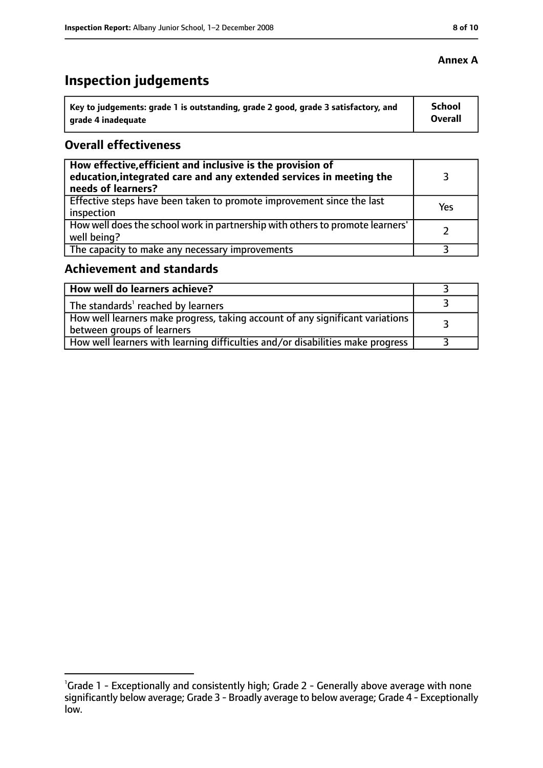**Annex A**

# Inspection judgements

| Key to judgements: grade 1 is outstanding, grade 2 good, grade 3 satisfactory, and grade 4 inadequate | School Overall |
| --- | --- |

## Overall effectiveness

| | |
| --- | --- |
| **How effective, efficient and inclusive is the provision of education, integrated care and any extended services in meeting the needs of learners?** | 3 |
| Effective steps have been taken to promote improvement since the last inspection | Yes |
| How well does the school work in partnership with others to promote learners' well being? | 2 |
| The capacity to make any necessary improvements | 3 |

## Achievement and standards

| | |
| --- | --- |
| **How well do learners achieve?** | 3 |
| The standards[1] reached by learners | 3 |
| How well learners make progress, taking account of any significant variations between groups of learners | 3 |
| How well learners with learning difficulties and/or disabilities make progress | 3 |

[1]Grade 1 - Exceptionally and consistently high; Grade 2 - Generally above average with none significantly below average; Grade 3 - Broadly average to below average; Grade 4 - Exceptionally low.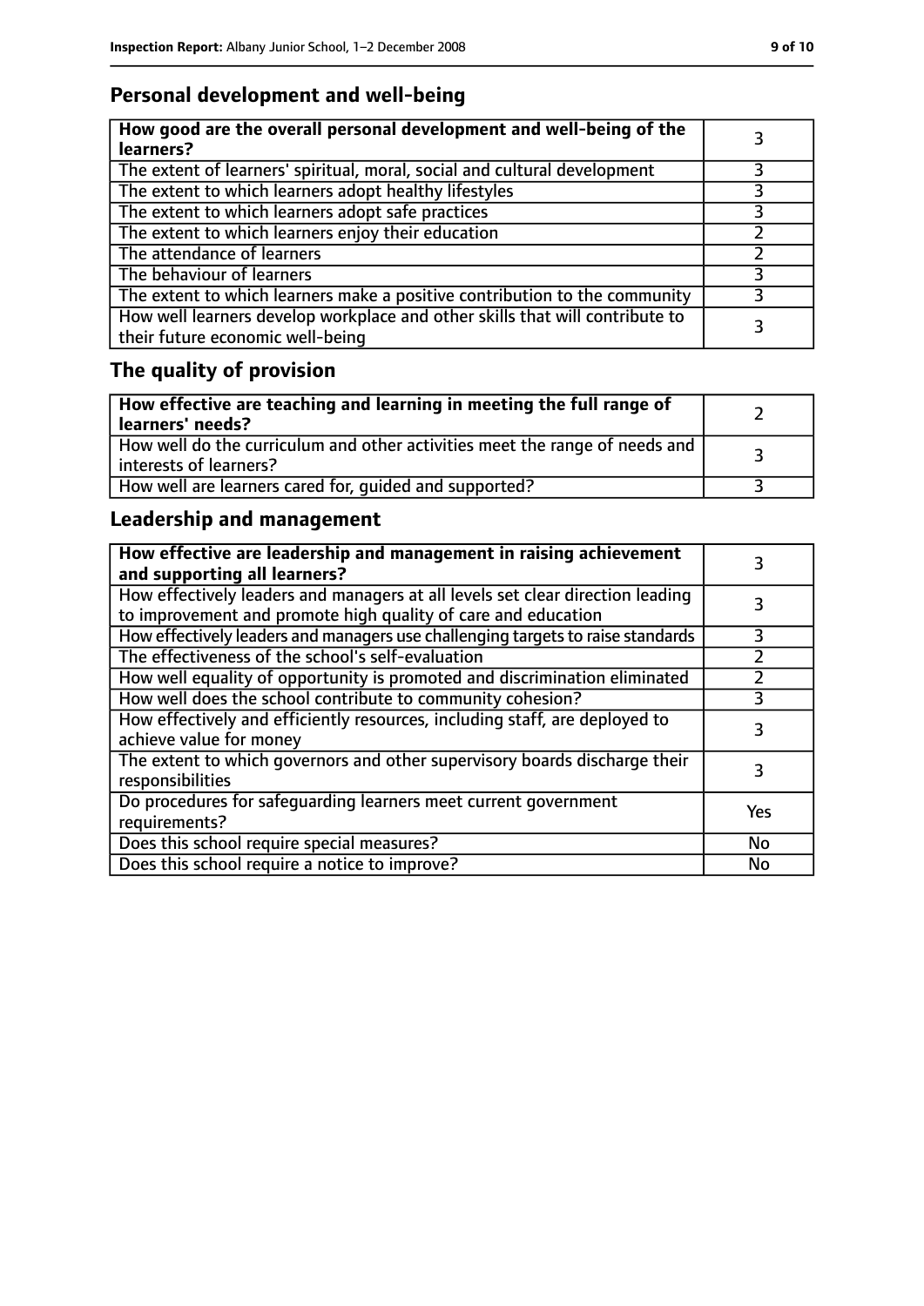## Personal development and well-being

| How good are the overall personal development and well-being of the learners? | 3 |
|---|---|
| The extent of learners' spiritual, moral, social and cultural development | 3 |
| The extent to which learners adopt healthy lifestyles | 3 |
| The extent to which learners adopt safe practices | 3 |
| The extent to which learners enjoy their education | 2 |
| The attendance of learners | 2 |
| The behaviour of learners | 3 |
| The extent to which learners make a positive contribution to the community | 3 |
| How well learners develop workplace and other skills that will contribute to their future economic well-being | 3 |

## The quality of provision

| How effective are teaching and learning in meeting the full range of learners' needs? | 2 |
|---|---|
| How well do the curriculum and other activities meet the range of needs and interests of learners? | 3 |
| How well are learners cared for, guided and supported? | 3 |

## Leadership and management

| How effective are leadership and management in raising achievement and supporting all learners? | 3 |
|---|---|
| How effectively leaders and managers at all levels set clear direction leading to improvement and promote high quality of care and education | 3 |
| How effectively leaders and managers use challenging targets to raise standards | 3 |
| The effectiveness of the school's self-evaluation | 2 |
| How well equality of opportunity is promoted and discrimination eliminated | 2 |
| How well does the school contribute to community cohesion? | 3 |
| How effectively and efficiently resources, including staff, are deployed to achieve value for money | 3 |
| The extent to which governors and other supervisory boards discharge their responsibilities | 3 |
| Do procedures for safeguarding learners meet current government requirements? | Yes |
| Does this school require special measures? | No |
| Does this school require a notice to improve? | No |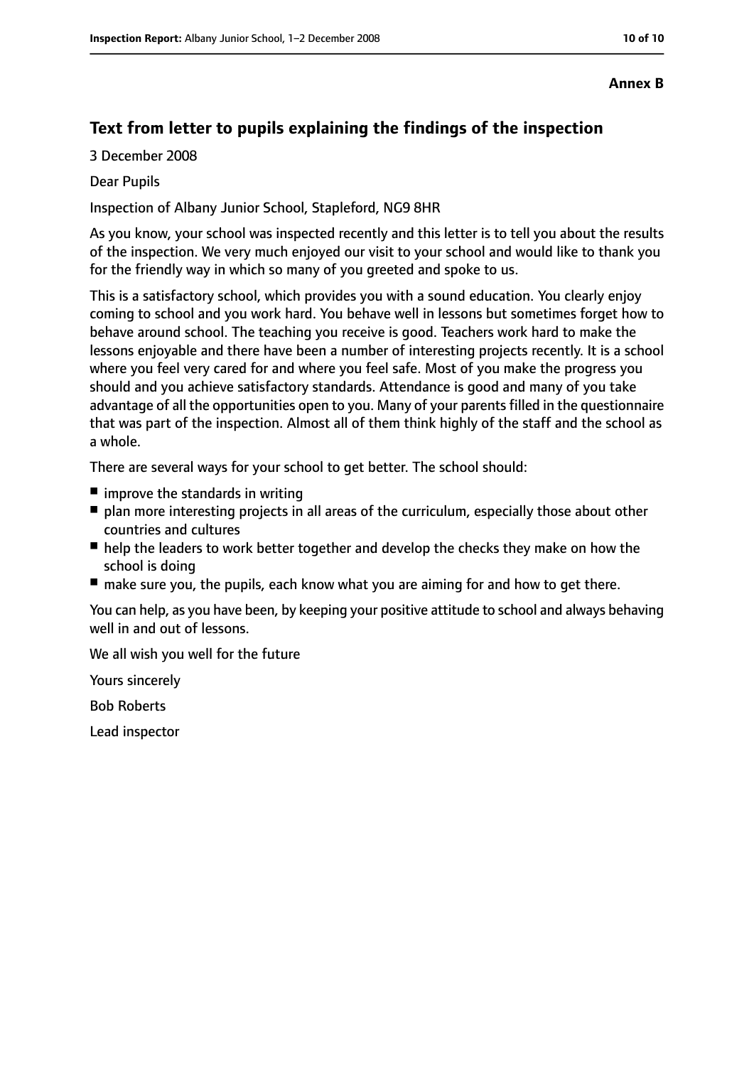**Annex B**

## Text from letter to pupils explaining the findings of the inspection

3 December 2008

Dear Pupils

Inspection of Albany Junior School, Stapleford, NG9 8HR

As you know, your school was inspected recently and this letter is to tell you about the results of the inspection. We very much enjoyed our visit to your school and would like to thank you for the friendly way in which so many of you greeted and spoke to us.

This is a satisfactory school, which provides you with a sound education. You clearly enjoy coming to school and you work hard. You behave well in lessons but sometimes forget how to behave around school. The teaching you receive is good. Teachers work hard to make the lessons enjoyable and there have been a number of interesting projects recently. It is a school where you feel very cared for and where you feel safe. Most of you make the progress you should and you achieve satisfactory standards. Attendance is good and many of you take advantage of all the opportunities open to you. Many of your parents filled in the questionnaire that was part of the inspection. Almost all of them think highly of the staff and the school as a whole.

There are several ways for your school to get better. The school should:

- improve the standards in writing
- plan more interesting projects in all areas of the curriculum, especially those about other countries and cultures
- help the leaders to work better together and develop the checks they make on how the school is doing
- make sure you, the pupils, each know what you are aiming for and how to get there.

You can help, as you have been, by keeping your positive attitude to school and always behaving well in and out of lessons.

We all wish you well for the future

Yours sincerely

Bob Roberts

Lead inspector